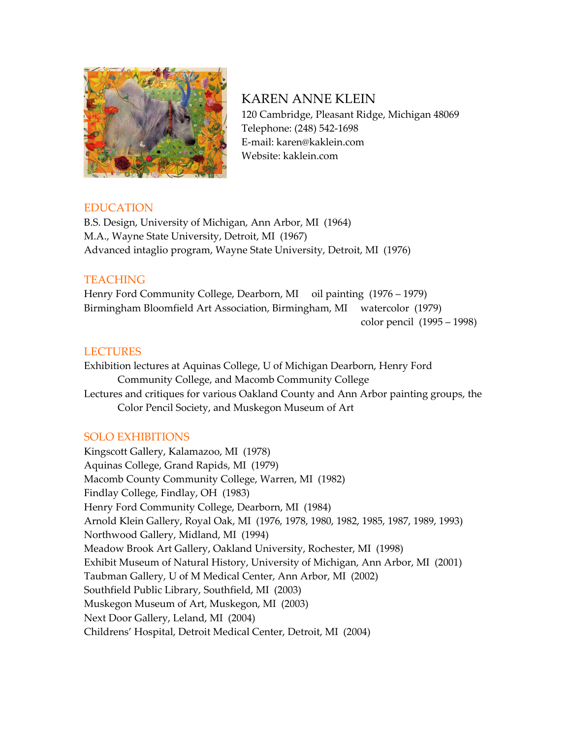# KAREN ANNE KLEIN

120 Cambridge, Pleasant Ridge, Michigan 48069
Telephone: (248) 542-1698
E-mail: karen@kaklein.com
Website: kaklein.com

## EDUCATION

B.S. Design, University of Michigan, Ann Arbor, MI (1964)
M.A., Wayne State University, Detroit, MI (1967)
Advanced intaglio program, Wayne State University, Detroit, MI (1976)

## TEACHING

Henry Ford Community College, Dearborn, MI oil painting (1976 – 1979)
Birmingham Bloomfield Art Association, Birmingham, MI watercolor (1979)
color pencil (1995 – 1998)

## LECTURES

Exhibition lectures at Aquinas College, U of Michigan Dearborn, Henry Ford Community College, and Macomb Community College
Lectures and critiques for various Oakland County and Ann Arbor painting groups, the Color Pencil Society, and Muskegon Museum of Art

## SOLO EXHIBITIONS

Kingscott Gallery, Kalamazoo, MI (1978)
Aquinas College, Grand Rapids, MI (1979)
Macomb County Community College, Warren, MI (1982)
Findlay College, Findlay, OH (1983)
Henry Ford Community College, Dearborn, MI (1984)
Arnold Klein Gallery, Royal Oak, MI (1976, 1978, 1980, 1982, 1985, 1987, 1989, 1993)
Northwood Gallery, Midland, MI (1994)
Meadow Brook Art Gallery, Oakland University, Rochester, MI (1998)
Exhibit Museum of Natural History, University of Michigan, Ann Arbor, MI (2001)
Taubman Gallery, U of M Medical Center, Ann Arbor, MI (2002)
Southfield Public Library, Southfield, MI (2003)
Muskegon Museum of Art, Muskegon, MI (2003)
Next Door Gallery, Leland, MI (2004)
Childrens' Hospital, Detroit Medical Center, Detroit, MI (2004)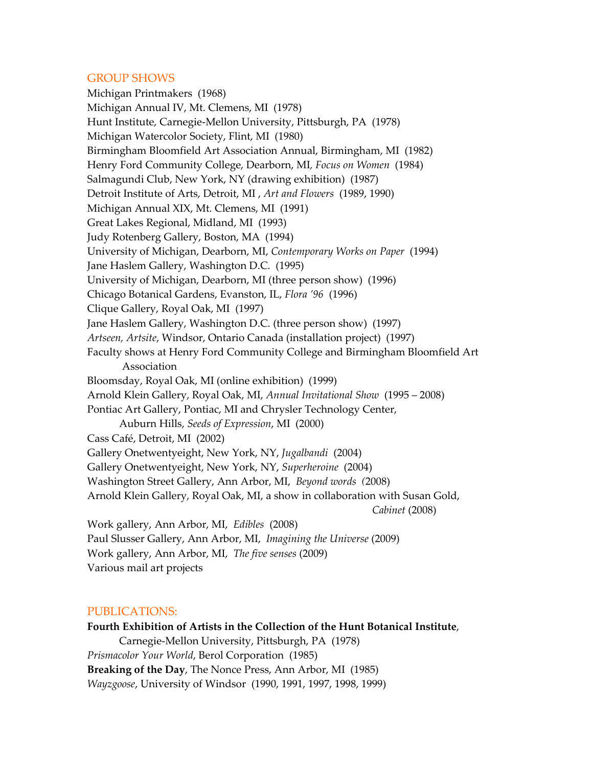## GROUP SHOWS

Michigan Printmakers (1968)
Michigan Annual IV, Mt. Clemens, MI (1978)
Hunt Institute, Carnegie-Mellon University, Pittsburgh, PA (1978)
Michigan Watercolor Society, Flint, MI (1980)
Birmingham Bloomfield Art Association Annual, Birmingham, MI (1982)
Henry Ford Community College, Dearborn, MI, *Focus on Women* (1984)
Salmagundi Club, New York, NY (drawing exhibition) (1987)
Detroit Institute of Arts, Detroit, MI , *Art and Flowers* (1989, 1990)
Michigan Annual XIX, Mt. Clemens, MI (1991)
Great Lakes Regional, Midland, MI (1993)
Judy Rotenberg Gallery, Boston, MA (1994)
University of Michigan, Dearborn, MI, *Contemporary Works on Paper* (1994)
Jane Haslem Gallery, Washington D.C. (1995)
University of Michigan, Dearborn, MI (three person show) (1996)
Chicago Botanical Gardens, Evanston, IL, *Flora '96* (1996)
Clique Gallery, Royal Oak, MI (1997)
Jane Haslem Gallery, Washington D.C. (three person show) (1997)
*Artseen, Artsite*, Windsor, Ontario Canada (installation project) (1997)
Faculty shows at Henry Ford Community College and Birmingham Bloomfield Art Association
Bloomsday, Royal Oak, MI (online exhibition) (1999)
Arnold Klein Gallery, Royal Oak, MI, *Annual Invitational Show* (1995 – 2008)
Pontiac Art Gallery, Pontiac, MI and Chrysler Technology Center, Auburn Hills, *Seeds of Expression*, MI (2000)
Cass Café, Detroit, MI (2002)
Gallery Onetwentyeight, New York, NY, *Jugalbandi* (2004)
Gallery Onetwentyeight, New York, NY, *Superheroine* (2004)
Washington Street Gallery, Ann Arbor, MI, *Beyond words* (2008)
Arnold Klein Gallery, Royal Oak, MI, a show in collaboration with Susan Gold, *Cabinet* (2008)
Work gallery, Ann Arbor, MI, *Edibles* (2008)
Paul Slusser Gallery, Ann Arbor, MI, *Imagining the Universe* (2009)
Work gallery, Ann Arbor, MI, *The five senses* (2009)
Various mail art projects

## PUBLICATIONS:

**Fourth Exhibition of Artists in the Collection of the Hunt Botanical Institute**, Carnegie-Mellon University, Pittsburgh, PA (1978)
*Prismacolor Your World*, Berol Corporation (1985)
**Breaking of the Day**, The Nonce Press, Ann Arbor, MI (1985)
*Wayzgoose*, University of Windsor (1990, 1991, 1997, 1998, 1999)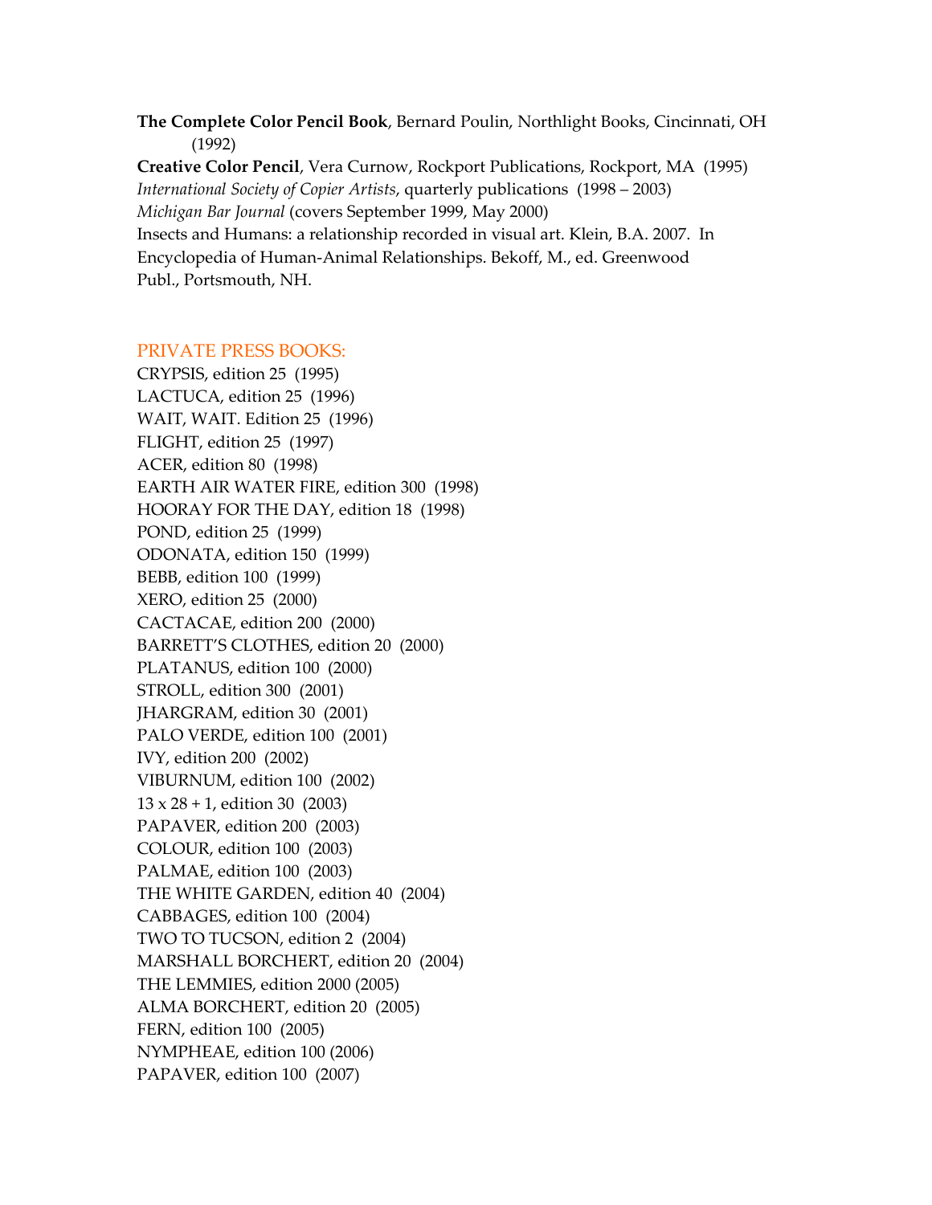**The Complete Color Pencil Book**, Bernard Poulin, Northlight Books, Cincinnati, OH (1992)

**Creative Color Pencil**, Vera Curnow, Rockport Publications, Rockport, MA (1995)

*International Society of Copier Artists*, quarterly publications (1998 – 2003)

*Michigan Bar Journal* (covers September 1999, May 2000)

Insects and Humans: a relationship recorded in visual art. Klein, B.A. 2007. In Encyclopedia of Human-Animal Relationships. Bekoff, M., ed. Greenwood Publ., Portsmouth, NH.

## PRIVATE PRESS BOOKS:

CRYPSIS, edition 25 (1995)
LACTUCA, edition 25 (1996)
WAIT, WAIT. Edition 25 (1996)
FLIGHT, edition 25 (1997)
ACER, edition 80 (1998)
EARTH AIR WATER FIRE, edition 300 (1998)
HOORAY FOR THE DAY, edition 18 (1998)
POND, edition 25 (1999)
ODONATA, edition 150 (1999)
BEBB, edition 100 (1999)
XERO, edition 25 (2000)
CACTACAE, edition 200 (2000)
BARRETT'S CLOTHES, edition 20 (2000)
PLATANUS, edition 100 (2000)
STROLL, edition 300 (2001)
JHARGRAM, edition 30 (2001)
PALO VERDE, edition 100 (2001)
IVY, edition 200 (2002)
VIBURNUM, edition 100 (2002)
13 x 28 + 1, edition 30 (2003)
PAPAVER, edition 200 (2003)
COLOUR, edition 100 (2003)
PALMAE, edition 100 (2003)
THE WHITE GARDEN, edition 40 (2004)
CABBAGES, edition 100 (2004)
TWO TO TUCSON, edition 2 (2004)
MARSHALL BORCHERT, edition 20 (2004)
THE LEMMIES, edition 2000 (2005)
ALMA BORCHERT, edition 20 (2005)
FERN, edition 100 (2005)
NYMPHEAE, edition 100 (2006)
PAPAVER, edition 100 (2007)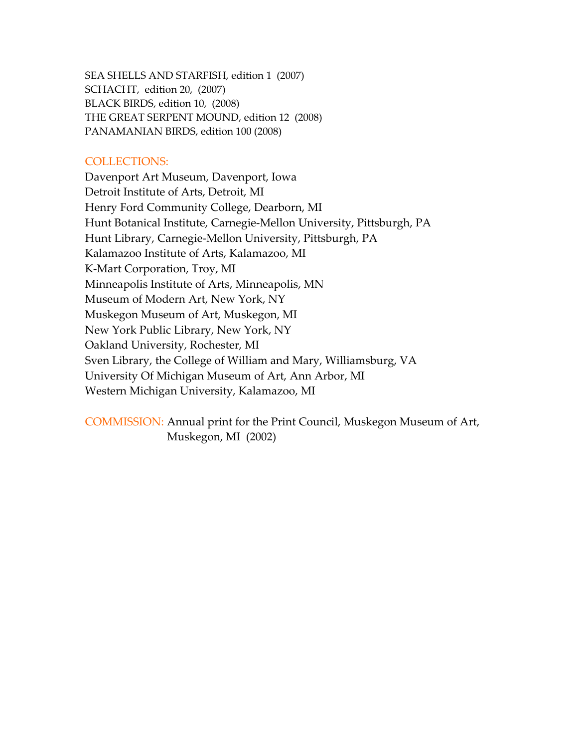SEA SHELLS AND STARFISH, edition 1  (2007)
SCHACHT,  edition 20,  (2007)
BLACK BIRDS, edition 10,  (2008)
THE GREAT SERPENT MOUND, edition 12  (2008)
PANAMANIAN BIRDS, edition 100 (2008)

## COLLECTIONS:

Davenport Art Museum, Davenport, Iowa
Detroit Institute of Arts, Detroit, MI
Henry Ford Community College, Dearborn, MI
Hunt Botanical Institute, Carnegie-Mellon University, Pittsburgh, PA
Hunt Library, Carnegie-Mellon University, Pittsburgh, PA
Kalamazoo Institute of Arts, Kalamazoo, MI
K-Mart Corporation, Troy, MI
Minneapolis Institute of Arts, Minneapolis, MN
Museum of Modern Art, New York, NY
Muskegon Museum of Art, Muskegon, MI
New York Public Library, New York, NY
Oakland University, Rochester, MI
Sven Library, the College of William and Mary, Williamsburg, VA
University Of Michigan Museum of Art, Ann Arbor, MI
Western Michigan University, Kalamazoo, MI

**COMMISSION:** Annual print for the Print Council, Muskegon Museum of Art, Muskegon, MI  (2002)